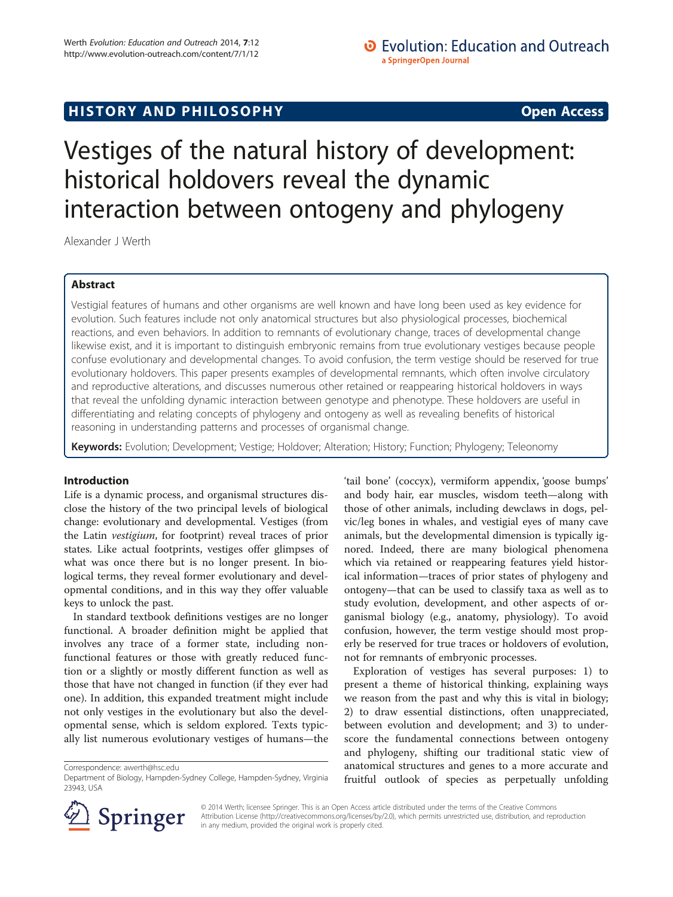HISTORY AND PHILOSOPHY

Open Access

# Vestiges of the natural history of development: historical holdovers reveal the dynamic interaction between ontogeny and phylogeny

Alexander J Werth

## Abstract

Vestigial features of humans and other organisms are well known and have long been used as key evidence for evolution. Such features include not only anatomical structures but also physiological processes, biochemical reactions, and even behaviors. In addition to remnants of evolutionary change, traces of developmental change likewise exist, and it is important to distinguish embryonic remains from true evolutionary vestiges because people confuse evolutionary and developmental changes. To avoid confusion, the term vestige should be reserved for true evolutionary holdovers. This paper presents examples of developmental remnants, which often involve circulatory and reproductive alterations, and discusses numerous other retained or reappearing historical holdovers in ways that reveal the unfolding dynamic interaction between genotype and phenotype. These holdovers are useful in differentiating and relating concepts of phylogeny and ontogeny as well as revealing benefits of historical reasoning in understanding patterns and processes of organismal change.

**Keywords:** Evolution; Development; Vestige; Holdover; Alteration; History; Function; Phylogeny; Teleonomy

## Introduction

Life is a dynamic process, and organismal structures disclose the history of the two principal levels of biological change: evolutionary and developmental. Vestiges (from the Latin *vestigium*, for footprint) reveal traces of prior states. Like actual footprints, vestiges offer glimpses of what was once there but is no longer present. In biological terms, they reveal former evolutionary and developmental conditions, and in this way they offer valuable keys to unlock the past.

In standard textbook definitions vestiges are no longer functional. A broader definition might be applied that involves any trace of a former state, including non-functional features or those with greatly reduced function or a slightly or mostly different function as well as those that have not changed in function (if they ever had one). In addition, this expanded treatment might include not only vestiges in the evolutionary but also the developmental sense, which is seldom explored. Texts typically list numerous evolutionary vestiges of humans—the 'tail bone' (coccyx), vermiform appendix, 'goose bumps' and body hair, ear muscles, wisdom teeth—along with those of other animals, including dewclaws in dogs, pelvic/leg bones in whales, and vestigial eyes of many cave animals, but the developmental dimension is typically ignored. Indeed, there are many biological phenomena which via retained or reappearing features yield historical information—traces of prior states of phylogeny and ontogeny—that can be used to classify taxa as well as to study evolution, development, and other aspects of organismal biology (e.g., anatomy, physiology). To avoid confusion, however, the term vestige should most properly be reserved for true traces or holdovers of evolution, not for remnants of embryonic processes.

Exploration of vestiges has several purposes: 1) to present a theme of historical thinking, explaining ways we reason from the past and why this is vital in biology; 2) to draw essential distinctions, often unappreciated, between evolution and development; and 3) to underscore the fundamental connections between ontogeny and phylogeny, shifting our traditional static view of anatomical structures and genes to a more accurate and fruitful outlook of species as perpetually unfolding

Correspondence: awerth@hsc.edu
Department of Biology, Hampden-Sydney College, Hampden-Sydney, Virginia 23943, USA

© 2014 Werth; licensee Springer. This is an Open Access article distributed under the terms of the Creative Commons Attribution License (http://creativecommons.org/licenses/by/2.0), which permits unrestricted use, distribution, and reproduction in any medium, provided the original work is properly cited.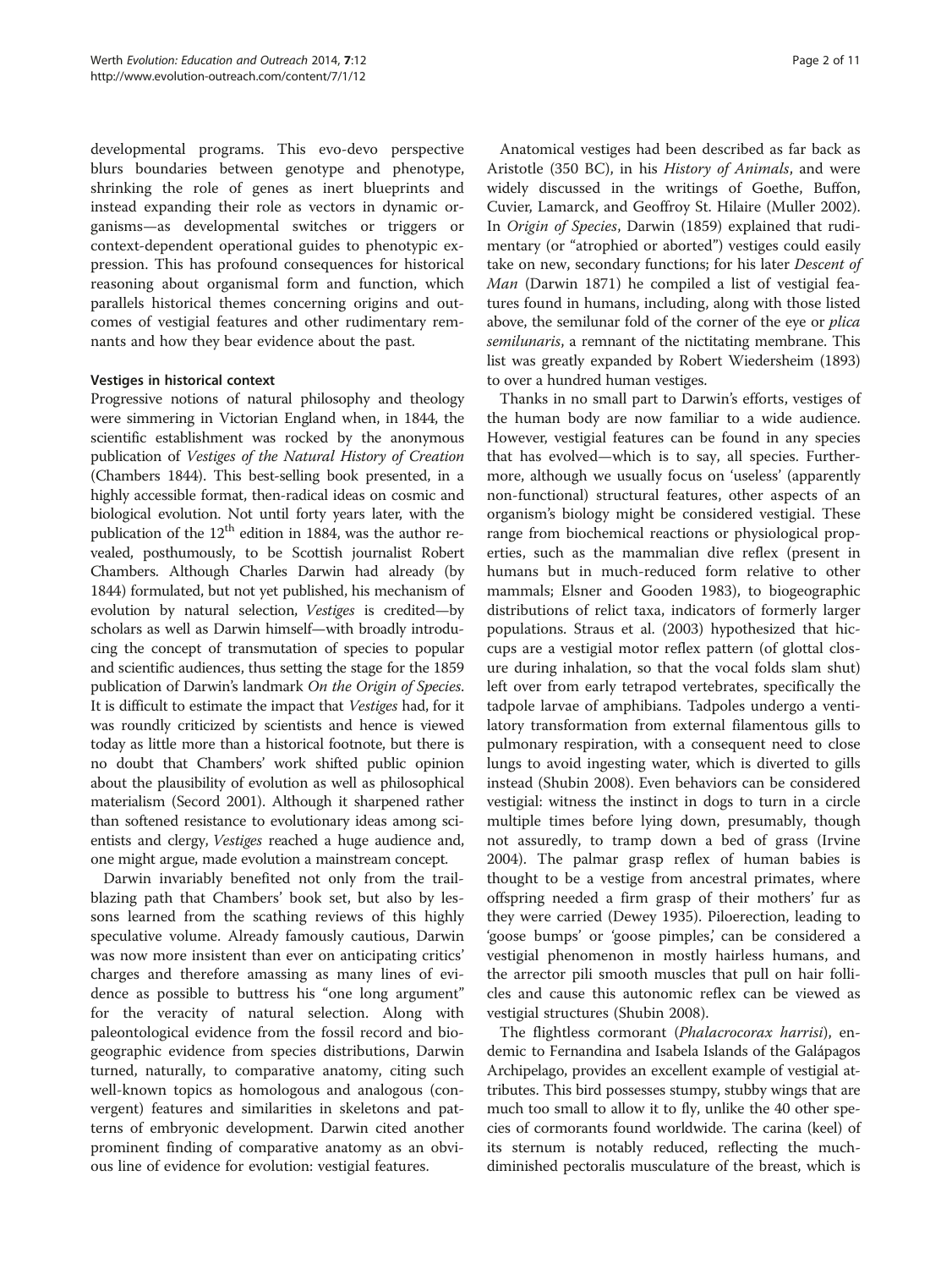developmental programs. This evo-devo perspective blurs boundaries between genotype and phenotype, shrinking the role of genes as inert blueprints and instead expanding their role as vectors in dynamic organisms—as developmental switches or triggers or context-dependent operational guides to phenotypic expression. This has profound consequences for historical reasoning about organismal form and function, which parallels historical themes concerning origins and outcomes of vestigial features and other rudimentary remnants and how they bear evidence about the past.

### Vestiges in historical context

Progressive notions of natural philosophy and theology were simmering in Victorian England when, in 1844, the scientific establishment was rocked by the anonymous publication of *Vestiges of the Natural History of Creation* (Chambers 1844). This best-selling book presented, in a highly accessible format, then-radical ideas on cosmic and biological evolution. Not until forty years later, with the publication of the 12th edition in 1884, was the author revealed, posthumously, to be Scottish journalist Robert Chambers. Although Charles Darwin had already (by 1844) formulated, but not yet published, his mechanism of evolution by natural selection, *Vestiges* is credited—by scholars as well as Darwin himself—with broadly introducing the concept of transmutation of species to popular and scientific audiences, thus setting the stage for the 1859 publication of Darwin's landmark *On the Origin of Species*. It is difficult to estimate the impact that *Vestiges* had, for it was roundly criticized by scientists and hence is viewed today as little more than a historical footnote, but there is no doubt that Chambers' work shifted public opinion about the plausibility of evolution as well as philosophical materialism (Secord 2001). Although it sharpened rather than softened resistance to evolutionary ideas among scientists and clergy, *Vestiges* reached a huge audience and, one might argue, made evolution a mainstream concept.

Darwin invariably benefited not only from the trailblazing path that Chambers' book set, but also by lessons learned from the scathing reviews of this highly speculative volume. Already famously cautious, Darwin was now more insistent than ever on anticipating critics' charges and therefore amassing as many lines of evidence as possible to buttress his "one long argument" for the veracity of natural selection. Along with paleontological evidence from the fossil record and biogeographic evidence from species distributions, Darwin turned, naturally, to comparative anatomy, citing such well-known topics as homologous and analogous (convergent) features and similarities in skeletons and patterns of embryonic development. Darwin cited another prominent finding of comparative anatomy as an obvious line of evidence for evolution: vestigial features.

Anatomical vestiges had been described as far back as Aristotle (350 BC), in his *History of Animals*, and were widely discussed in the writings of Goethe, Buffon, Cuvier, Lamarck, and Geoffroy St. Hilaire (Muller 2002). In *Origin of Species*, Darwin (1859) explained that rudimentary (or "atrophied or aborted") vestiges could easily take on new, secondary functions; for his later *Descent of Man* (Darwin 1871) he compiled a list of vestigial features found in humans, including, along with those listed above, the semilunar fold of the corner of the eye or *plica semilunaris*, a remnant of the nictitating membrane. This list was greatly expanded by Robert Wiedersheim (1893) to over a hundred human vestiges.

Thanks in no small part to Darwin's efforts, vestiges of the human body are now familiar to a wide audience. However, vestigial features can be found in any species that has evolved—which is to say, all species. Furthermore, although we usually focus on 'useless' (apparently non-functional) structural features, other aspects of an organism's biology might be considered vestigial. These range from biochemical reactions or physiological properties, such as the mammalian dive reflex (present in humans but in much-reduced form relative to other mammals; Elsner and Gooden 1983), to biogeographic distributions of relict taxa, indicators of formerly larger populations. Straus et al. (2003) hypothesized that hiccups are a vestigial motor reflex pattern (of glottal closure during inhalation, so that the vocal folds slam shut) left over from early tetrapod vertebrates, specifically the tadpole larvae of amphibians. Tadpoles undergo a ventilatory transformation from external filamentous gills to pulmonary respiration, with a consequent need to close lungs to avoid ingesting water, which is diverted to gills instead (Shubin 2008). Even behaviors can be considered vestigial: witness the instinct in dogs to turn in a circle multiple times before lying down, presumably, though not assuredly, to tramp down a bed of grass (Irvine 2004). The palmar grasp reflex of human babies is thought to be a vestige from ancestral primates, where offspring needed a firm grasp of their mothers' fur as they were carried (Dewey 1935). Piloerection, leading to 'goose bumps' or 'goose pimples,' can be considered a vestigial phenomenon in mostly hairless humans, and the arrector pili smooth muscles that pull on hair follicles and cause this autonomic reflex can be viewed as vestigial structures (Shubin 2008).

The flightless cormorant (*Phalacrocorax harrisi*), endemic to Fernandina and Isabela Islands of the Galápagos Archipelago, provides an excellent example of vestigial attributes. This bird possesses stumpy, stubby wings that are much too small to allow it to fly, unlike the 40 other species of cormorants found worldwide. The carina (keel) of its sternum is notably reduced, reflecting the much-diminished pectoralis musculature of the breast, which is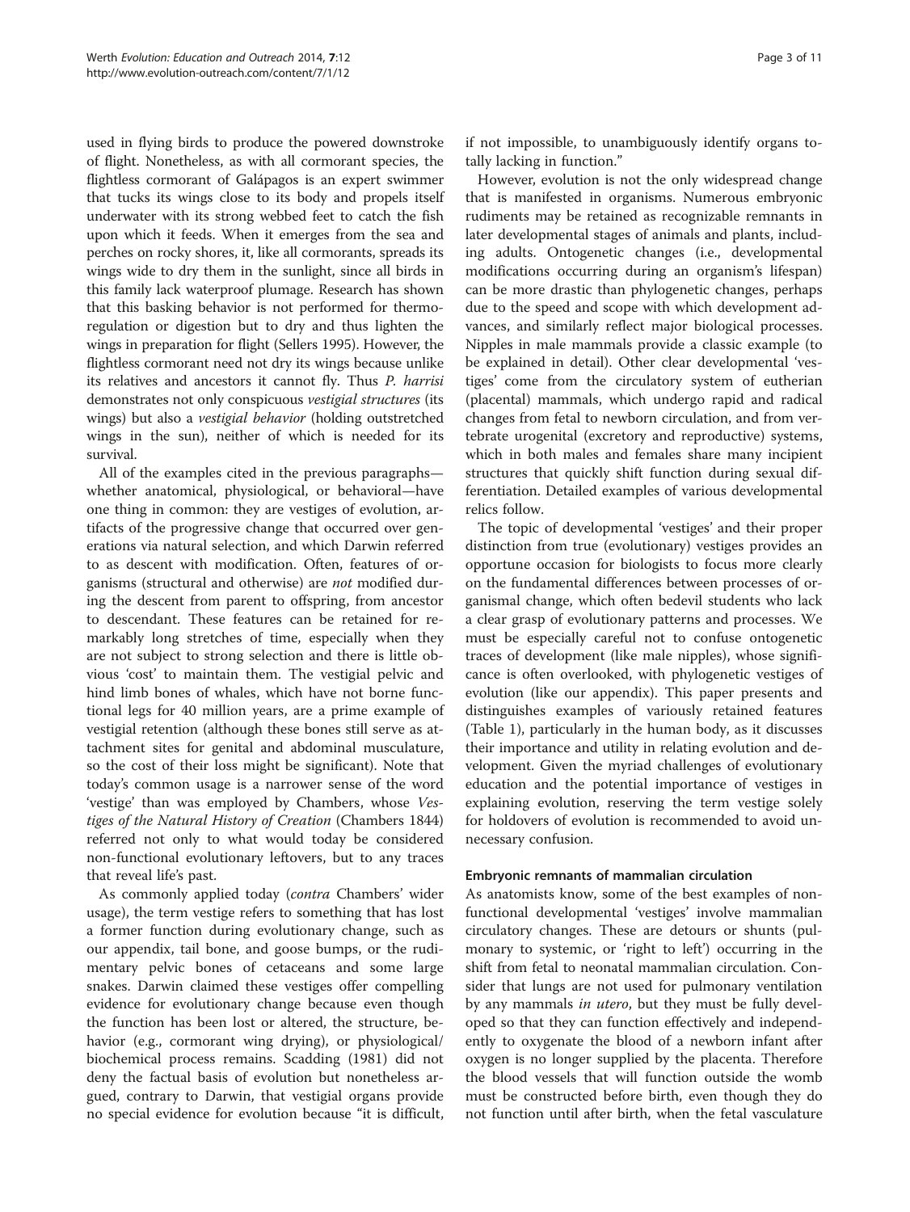used in flying birds to produce the powered downstroke of flight. Nonetheless, as with all cormorant species, the flightless cormorant of Galápagos is an expert swimmer that tucks its wings close to its body and propels itself underwater with its strong webbed feet to catch the fish upon which it feeds. When it emerges from the sea and perches on rocky shores, it, like all cormorants, spreads its wings wide to dry them in the sunlight, since all birds in this family lack waterproof plumage. Research has shown that this basking behavior is not performed for thermoregulation or digestion but to dry and thus lighten the wings in preparation for flight (Sellers 1995). However, the flightless cormorant need not dry its wings because unlike its relatives and ancestors it cannot fly. Thus *P. harrisi* demonstrates not only conspicuous *vestigial structures* (its wings) but also a *vestigial behavior* (holding outstretched wings in the sun), neither of which is needed for its survival.

All of the examples cited in the previous paragraphs—whether anatomical, physiological, or behavioral—have one thing in common: they are vestiges of evolution, artifacts of the progressive change that occurred over generations via natural selection, and which Darwin referred to as descent with modification. Often, features of organisms (structural and otherwise) are *not* modified during the descent from parent to offspring, from ancestor to descendant. These features can be retained for remarkably long stretches of time, especially when they are not subject to strong selection and there is little obvious 'cost' to maintain them. The vestigial pelvic and hind limb bones of whales, which have not borne functional legs for 40 million years, are a prime example of vestigial retention (although these bones still serve as attachment sites for genital and abdominal musculature, so the cost of their loss might be significant). Note that today's common usage is a narrower sense of the word 'vestige' than was employed by Chambers, whose *Vestiges of the Natural History of Creation* (Chambers 1844) referred not only to what would today be considered non-functional evolutionary leftovers, but to any traces that reveal life's past.

As commonly applied today (*contra* Chambers' wider usage), the term vestige refers to something that has lost a former function during evolutionary change, such as our appendix, tail bone, and goose bumps, or the rudimentary pelvic bones of cetaceans and some large snakes. Darwin claimed these vestiges offer compelling evidence for evolutionary change because even though the function has been lost or altered, the structure, behavior (e.g., cormorant wing drying), or physiological/biochemical process remains. Scadding (1981) did not deny the factual basis of evolution but nonetheless argued, contrary to Darwin, that vestigial organs provide no special evidence for evolution because "it is difficult, if not impossible, to unambiguously identify organs totally lacking in function."

However, evolution is not the only widespread change that is manifested in organisms. Numerous embryonic rudiments may be retained as recognizable remnants in later developmental stages of animals and plants, including adults. Ontogenetic changes (i.e., developmental modifications occurring during an organism's lifespan) can be more drastic than phylogenetic changes, perhaps due to the speed and scope with which development advances, and similarly reflect major biological processes. Nipples in male mammals provide a classic example (to be explained in detail). Other clear developmental 'vestiges' come from the circulatory system of eutherian (placental) mammals, which undergo rapid and radical changes from fetal to newborn circulation, and from vertebrate urogenital (excretory and reproductive) systems, which in both males and females share many incipient structures that quickly shift function during sexual differentiation. Detailed examples of various developmental relics follow.

The topic of developmental 'vestiges' and their proper distinction from true (evolutionary) vestiges provides an opportune occasion for biologists to focus more clearly on the fundamental differences between processes of organismal change, which often bedevil students who lack a clear grasp of evolutionary patterns and processes. We must be especially careful not to confuse ontogenetic traces of development (like male nipples), whose significance is often overlooked, with phylogenetic vestiges of evolution (like our appendix). This paper presents and distinguishes examples of variously retained features (Table 1), particularly in the human body, as it discusses their importance and utility in relating evolution and development. Given the myriad challenges of evolutionary education and the potential importance of vestiges in explaining evolution, reserving the term vestige solely for holdovers of evolution is recommended to avoid unnecessary confusion.

## Embryonic remnants of mammalian circulation

As anatomists know, some of the best examples of non-functional developmental 'vestiges' involve mammalian circulatory changes. These are detours or shunts (pulmonary to systemic, or 'right to left') occurring in the shift from fetal to neonatal mammalian circulation. Consider that lungs are not used for pulmonary ventilation by any mammals *in utero*, but they must be fully developed so that they can function effectively and independently to oxygenate the blood of a newborn infant after oxygen is no longer supplied by the placenta. Therefore the blood vessels that will function outside the womb must be constructed before birth, even though they do not function until after birth, when the fetal vasculature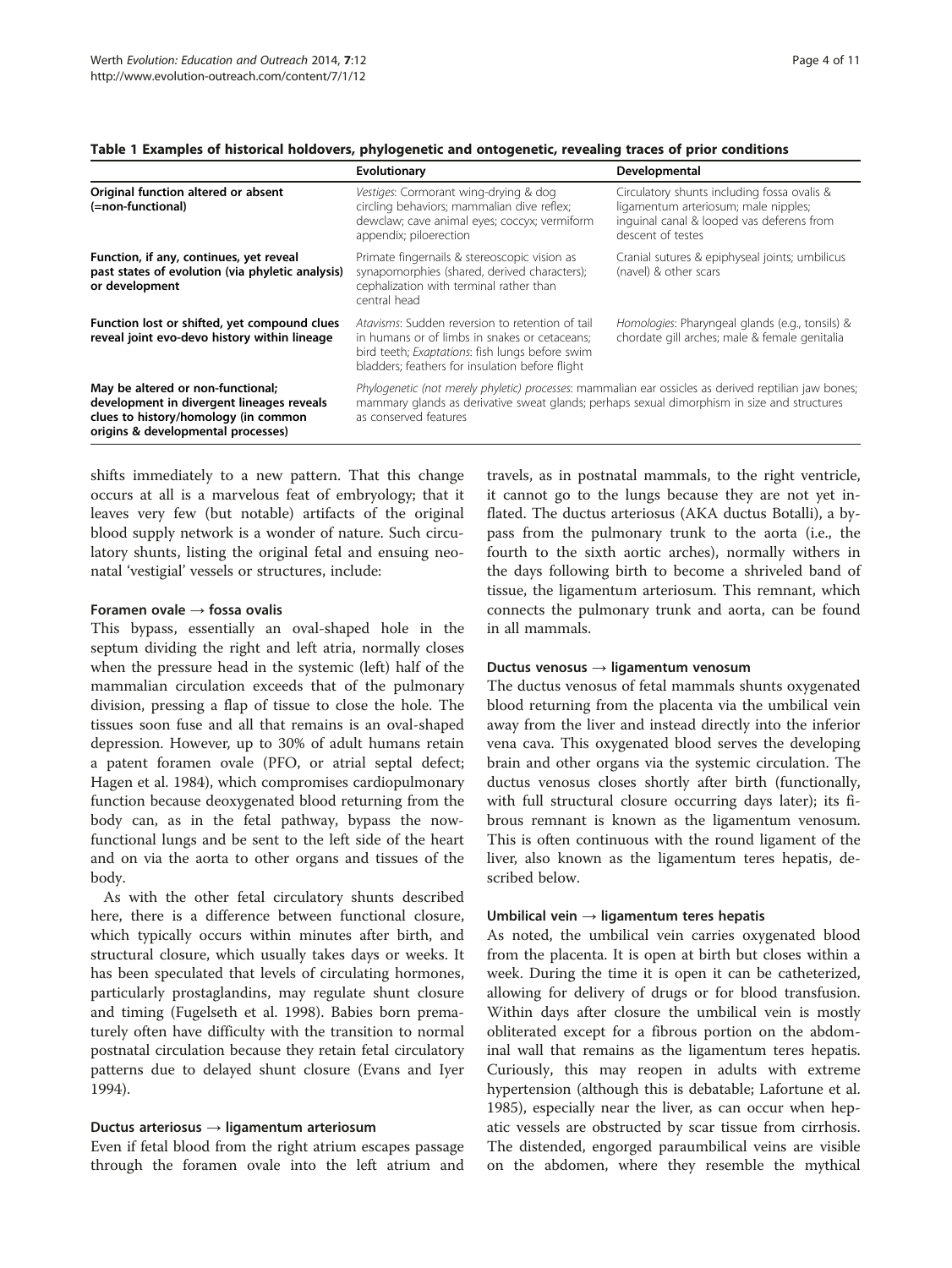**Table 1 Examples of historical holdovers, phylogenetic and ontogenetic, revealing traces of prior conditions**

| | Evolutionary | Developmental |
|---|---|---|
| **Original function altered or absent (=non-functional)** | *Vestiges*: Cormorant wing-drying & dog circling behaviors; mammalian dive reflex; dewclaw; cave animal eyes; coccyx; vermiform appendix; piloerection | Circulatory shunts including fossa ovalis & ligamentum arteriosum; male nipples; inguinal canal & looped vas deferens from descent of testes |
| **Function, if any, continues, yet reveal past states of evolution (via phyletic analysis) or development** | Primate fingernails & stereoscopic vision as synapomorphies (shared, derived characters); cephalization with terminal rather than central head | Cranial sutures & epiphyseal joints; umbilicus (navel) & other scars |
| **Function lost or shifted, yet compound clues reveal joint evo-devo history within lineage** | *Atavisms*: Sudden reversion to retention of tail in humans or of limbs in snakes or cetaceans; bird teeth; *Exaptations*: fish lungs before swim bladders; feathers for insulation before flight | *Homologies*: Pharyngeal glands (e.g., tonsils) & chordate gill arches; male & female genitalia |
| **May be altered or non-functional; development in divergent lineages reveals clues to history/homology (in common origins & developmental processes)** | *Phylogenetic (not merely phyletic) processes*: mammalian ear ossicles as derived reptilian jaw bones; mammary glands as derivative sweat glands; perhaps sexual dimorphism in size and structures as conserved features | |

shifts immediately to a new pattern. That this change occurs at all is a marvelous feat of embryology; that it leaves very few (but notable) artifacts of the original blood supply network is a wonder of nature. Such circulatory shunts, listing the original fetal and ensuing neonatal 'vestigial' vessels or structures, include:

#### Foramen ovale → fossa ovalis

This bypass, essentially an oval-shaped hole in the septum dividing the right and left atria, normally closes when the pressure head in the systemic (left) half of the mammalian circulation exceeds that of the pulmonary division, pressing a flap of tissue to close the hole. The tissues soon fuse and all that remains is an oval-shaped depression. However, up to 30% of adult humans retain a patent foramen ovale (PFO, or atrial septal defect; Hagen et al. 1984), which compromises cardiopulmonary function because deoxygenated blood returning from the body can, as in the fetal pathway, bypass the now-functional lungs and be sent to the left side of the heart and on via the aorta to other organs and tissues of the body.

As with the other fetal circulatory shunts described here, there is a difference between functional closure, which typically occurs within minutes after birth, and structural closure, which usually takes days or weeks. It has been speculated that levels of circulating hormones, particularly prostaglandins, may regulate shunt closure and timing (Fugelseth et al. 1998). Babies born prematurely often have difficulty with the transition to normal postnatal circulation because they retain fetal circulatory patterns due to delayed shunt closure (Evans and Iyer 1994).

#### Ductus arteriosus → ligamentum arteriosum

Even if fetal blood from the right atrium escapes passage through the foramen ovale into the left atrium and travels, as in postnatal mammals, to the right ventricle, it cannot go to the lungs because they are not yet inflated. The ductus arteriosus (AKA ductus Botalli), a bypass from the pulmonary trunk to the aorta (i.e., the fourth to the sixth aortic arches), normally withers in the days following birth to become a shriveled band of tissue, the ligamentum arteriosum. This remnant, which connects the pulmonary trunk and aorta, can be found in all mammals.

#### Ductus venosus → ligamentum venosum

The ductus venosus of fetal mammals shunts oxygenated blood returning from the placenta via the umbilical vein away from the liver and instead directly into the inferior vena cava. This oxygenated blood serves the developing brain and other organs via the systemic circulation. The ductus venosus closes shortly after birth (functionally, with full structural closure occurring days later); its fibrous remnant is known as the ligamentum venosum. This is often continuous with the round ligament of the liver, also known as the ligamentum teres hepatis, described below.

#### Umbilical vein → ligamentum teres hepatis

As noted, the umbilical vein carries oxygenated blood from the placenta. It is open at birth but closes within a week. During the time it is open it can be catheterized, allowing for delivery of drugs or for blood transfusion. Within days after closure the umbilical vein is mostly obliterated except for a fibrous portion on the abdominal wall that remains as the ligamentum teres hepatis. Curiously, this may reopen in adults with extreme hypertension (although this is debatable; Lafortune et al. 1985), especially near the liver, as can occur when hepatic vessels are obstructed by scar tissue from cirrhosis. The distended, engorged paraumbilical veins are visible on the abdomen, where they resemble the mythical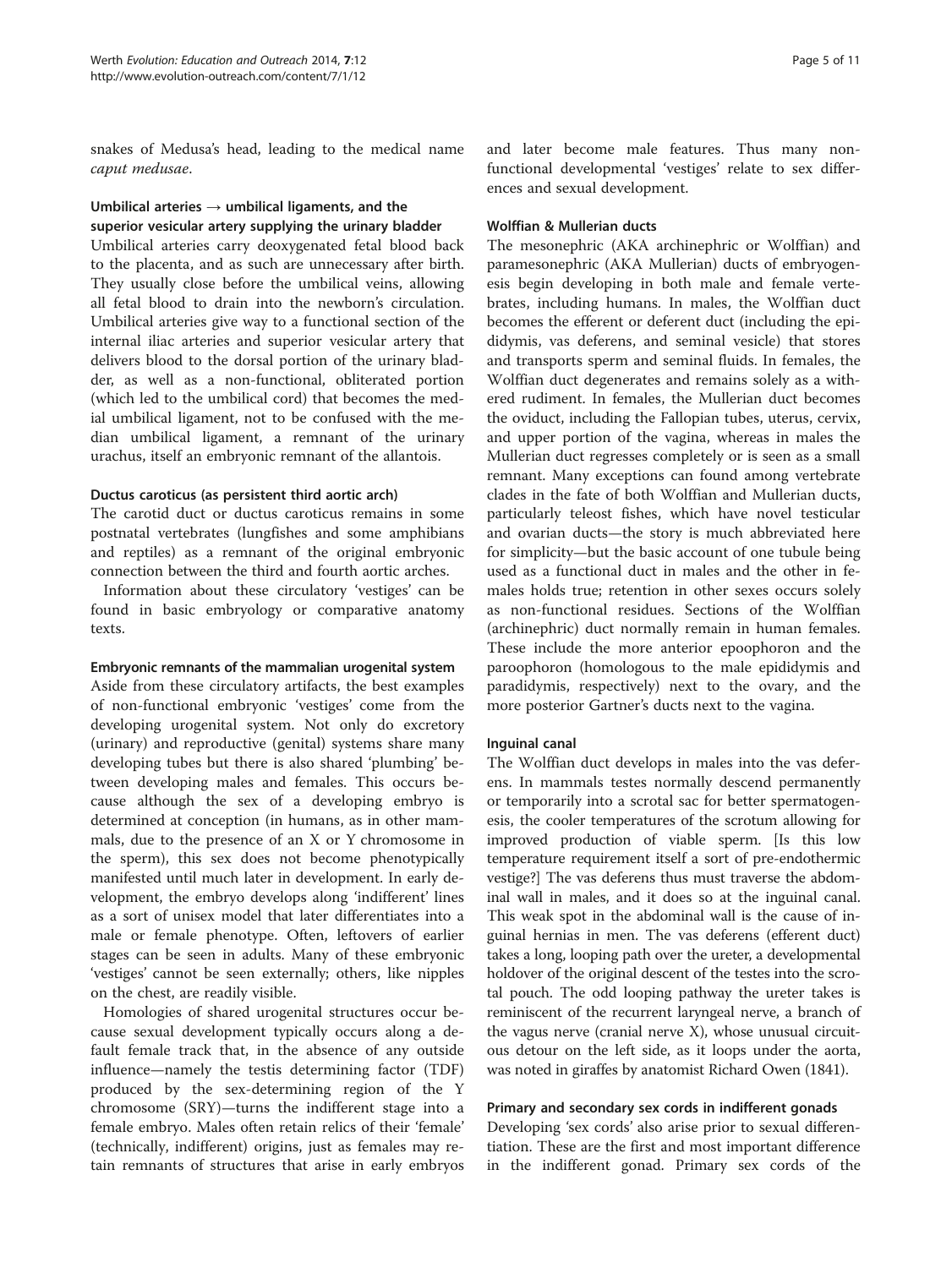snakes of Medusa's head, leading to the medical name *caput medusae*.

#### Umbilical arteries → umbilical ligaments, and the superior vesicular artery supplying the urinary bladder

Umbilical arteries carry deoxygenated fetal blood back to the placenta, and as such are unnecessary after birth. They usually close before the umbilical veins, allowing all fetal blood to drain into the newborn's circulation. Umbilical arteries give way to a functional section of the internal iliac arteries and superior vesicular artery that delivers blood to the dorsal portion of the urinary bladder, as well as a non-functional, obliterated portion (which led to the umbilical cord) that becomes the medial umbilical ligament, not to be confused with the median umbilical ligament, a remnant of the urinary urachus, itself an embryonic remnant of the allantois.

#### Ductus caroticus (as persistent third aortic arch)

The carotid duct or ductus caroticus remains in some postnatal vertebrates (lungfishes and some amphibians and reptiles) as a remnant of the original embryonic connection between the third and fourth aortic arches.

Information about these circulatory 'vestiges' can be found in basic embryology or comparative anatomy texts.

#### Embryonic remnants of the mammalian urogenital system

Aside from these circulatory artifacts, the best examples of non-functional embryonic 'vestiges' come from the developing urogenital system. Not only do excretory (urinary) and reproductive (genital) systems share many developing tubes but there is also shared 'plumbing' between developing males and females. This occurs because although the sex of a developing embryo is determined at conception (in humans, as in other mammals, due to the presence of an X or Y chromosome in the sperm), this sex does not become phenotypically manifested until much later in development. In early development, the embryo develops along 'indifferent' lines as a sort of unisex model that later differentiates into a male or female phenotype. Often, leftovers of earlier stages can be seen in adults. Many of these embryonic 'vestiges' cannot be seen externally; others, like nipples on the chest, are readily visible.

Homologies of shared urogenital structures occur because sexual development typically occurs along a default female track that, in the absence of any outside influence—namely the testis determining factor (TDF) produced by the sex-determining region of the Y chromosome (SRY)—turns the indifferent stage into a female embryo. Males often retain relics of their 'female' (technically, indifferent) origins, just as females may retain remnants of structures that arise in early embryos and later become male features. Thus many non-functional developmental 'vestiges' relate to sex differences and sexual development.

#### Wolffian & Mullerian ducts

The mesonephric (AKA archinephric or Wolffian) and paramesonephric (AKA Mullerian) ducts of embryogenesis begin developing in both male and female vertebrates, including humans. In males, the Wolffian duct becomes the efferent or deferent duct (including the epididymis, vas deferens, and seminal vesicle) that stores and transports sperm and seminal fluids. In females, the Wolffian duct degenerates and remains solely as a withered rudiment. In females, the Mullerian duct becomes the oviduct, including the Fallopian tubes, uterus, cervix, and upper portion of the vagina, whereas in males the Mullerian duct regresses completely or is seen as a small remnant. Many exceptions can found among vertebrate clades in the fate of both Wolffian and Mullerian ducts, particularly teleost fishes, which have novel testicular and ovarian ducts—the story is much abbreviated here for simplicity—but the basic account of one tubule being used as a functional duct in males and the other in females holds true; retention in other sexes occurs solely as non-functional residues. Sections of the Wolffian (archinephric) duct normally remain in human females. These include the more anterior epoophoron and the paroophoron (homologous to the male epididymis and paradidymis, respectively) next to the ovary, and the more posterior Gartner's ducts next to the vagina.

#### Inguinal canal

The Wolffian duct develops in males into the vas deferens. In mammals testes normally descend permanently or temporarily into a scrotal sac for better spermatogenesis, the cooler temperatures of the scrotum allowing for improved production of viable sperm. [Is this low temperature requirement itself a sort of pre-endothermic vestige?] The vas deferens thus must traverse the abdominal wall in males, and it does so at the inguinal canal. This weak spot in the abdominal wall is the cause of inguinal hernias in men. The vas deferens (efferent duct) takes a long, looping path over the ureter, a developmental holdover of the original descent of the testes into the scrotal pouch. The odd looping pathway the ureter takes is reminiscent of the recurrent laryngeal nerve, a branch of the vagus nerve (cranial nerve X), whose unusual circuitous detour on the left side, as it loops under the aorta, was noted in giraffes by anatomist Richard Owen (1841).

#### Primary and secondary sex cords in indifferent gonads

Developing 'sex cords' also arise prior to sexual differentiation. These are the first and most important difference in the indifferent gonad. Primary sex cords of the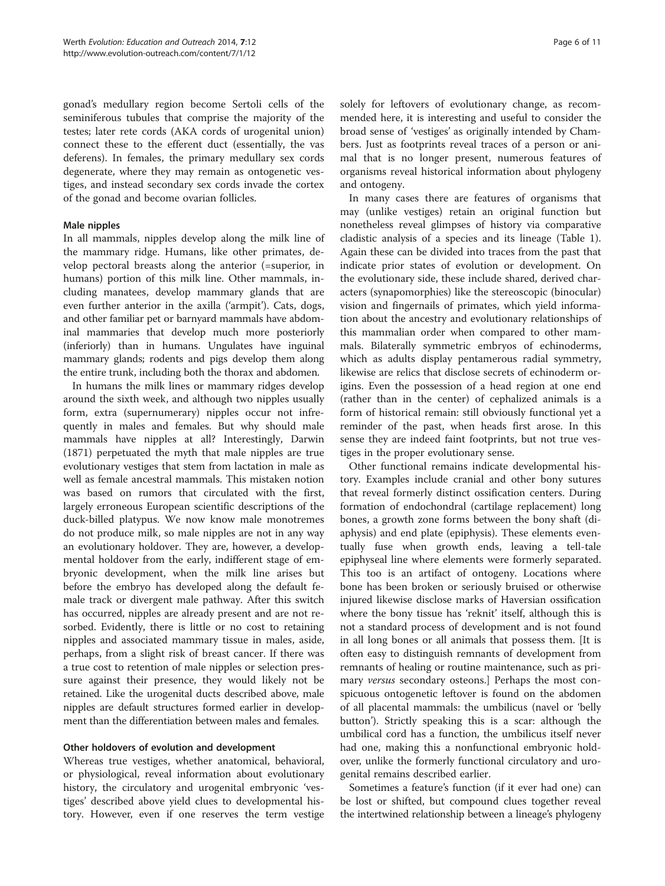gonad's medullary region become Sertoli cells of the seminiferous tubules that comprise the majority of the testes; later rete cords (AKA cords of urogenital union) connect these to the efferent duct (essentially, the vas deferens). In females, the primary medullary sex cords degenerate, where they may remain as ontogenetic vestiges, and instead secondary sex cords invade the cortex of the gonad and become ovarian follicles.

### Male nipples

In all mammals, nipples develop along the milk line of the mammary ridge. Humans, like other primates, develop pectoral breasts along the anterior (=superior, in humans) portion of this milk line. Other mammals, including manatees, develop mammary glands that are even further anterior in the axilla ('armpit'). Cats, dogs, and other familiar pet or barnyard mammals have abdominal mammaries that develop much more posteriorly (inferiorly) than in humans. Ungulates have inguinal mammary glands; rodents and pigs develop them along the entire trunk, including both the thorax and abdomen.

In humans the milk lines or mammary ridges develop around the sixth week, and although two nipples usually form, extra (supernumerary) nipples occur not infrequently in males and females. But why should male mammals have nipples at all? Interestingly, Darwin (1871) perpetuated the myth that male nipples are true evolutionary vestiges that stem from lactation in male as well as female ancestral mammals. This mistaken notion was based on rumors that circulated with the first, largely erroneous European scientific descriptions of the duck-billed platypus. We now know male monotremes do not produce milk, so male nipples are not in any way an evolutionary holdover. They are, however, a developmental holdover from the early, indifferent stage of embryonic development, when the milk line arises but before the embryo has developed along the default female track or divergent male pathway. After this switch has occurred, nipples are already present and are not resorbed. Evidently, there is little or no cost to retaining nipples and associated mammary tissue in males, aside, perhaps, from a slight risk of breast cancer. If there was a true cost to retention of male nipples or selection pressure against their presence, they would likely not be retained. Like the urogenital ducts described above, male nipples are default structures formed earlier in development than the differentiation between males and females.

### Other holdovers of evolution and development

Whereas true vestiges, whether anatomical, behavioral, or physiological, reveal information about evolutionary history, the circulatory and urogenital embryonic 'vestiges' described above yield clues to developmental history. However, even if one reserves the term vestige solely for leftovers of evolutionary change, as recommended here, it is interesting and useful to consider the broad sense of 'vestiges' as originally intended by Chambers. Just as footprints reveal traces of a person or animal that is no longer present, numerous features of organisms reveal historical information about phylogeny and ontogeny.

In many cases there are features of organisms that may (unlike vestiges) retain an original function but nonetheless reveal glimpses of history via comparative cladistic analysis of a species and its lineage (Table 1). Again these can be divided into traces from the past that indicate prior states of evolution or development. On the evolutionary side, these include shared, derived characters (synapomorphies) like the stereoscopic (binocular) vision and fingernails of primates, which yield information about the ancestry and evolutionary relationships of this mammalian order when compared to other mammals. Bilaterally symmetric embryos of echinoderms, which as adults display pentamerous radial symmetry, likewise are relics that disclose secrets of echinoderm origins. Even the possession of a head region at one end (rather than in the center) of cephalized animals is a form of historical remain: still obviously functional yet a reminder of the past, when heads first arose. In this sense they are indeed faint footprints, but not true vestiges in the proper evolutionary sense.

Other functional remains indicate developmental history. Examples include cranial and other bony sutures that reveal formerly distinct ossification centers. During formation of endochondral (cartilage replacement) long bones, a growth zone forms between the bony shaft (diaphysis) and end plate (epiphysis). These elements eventually fuse when growth ends, leaving a tell-tale epiphyseal line where elements were formerly separated. This too is an artifact of ontogeny. Locations where bone has been broken or seriously bruised or otherwise injured likewise disclose marks of Haversian ossification where the bony tissue has 'reknit' itself, although this is not a standard process of development and is not found in all long bones or all animals that possess them. [It is often easy to distinguish remnants of development from remnants of healing or routine maintenance, such as primary *versus* secondary osteons.] Perhaps the most conspicuous ontogenetic leftover is found on the abdomen of all placental mammals: the umbilicus (navel or 'belly button'). Strictly speaking this is a scar: although the umbilical cord has a function, the umbilicus itself never had one, making this a nonfunctional embryonic holdover, unlike the formerly functional circulatory and urogenital remains described earlier.

Sometimes a feature's function (if it ever had one) can be lost or shifted, but compound clues together reveal the intertwined relationship between a lineage's phylogeny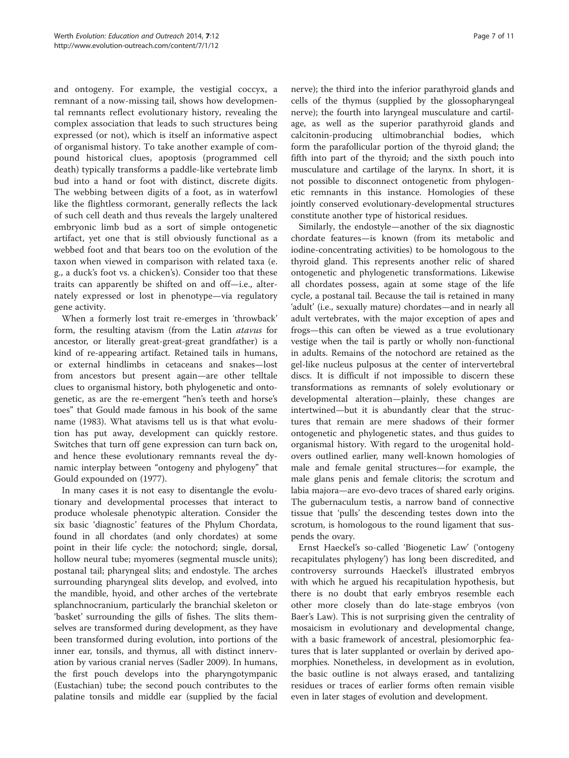and ontogeny. For example, the vestigial coccyx, a remnant of a now-missing tail, shows how developmental remnants reflect evolutionary history, revealing the complex association that leads to such structures being expressed (or not), which is itself an informative aspect of organismal history. To take another example of compound historical clues, apoptosis (programmed cell death) typically transforms a paddle-like vertebrate limb bud into a hand or foot with distinct, discrete digits. The webbing between digits of a foot, as in waterfowl like the flightless cormorant, generally reflects the lack of such cell death and thus reveals the largely unaltered embryonic limb bud as a sort of simple ontogenetic artifact, yet one that is still obviously functional as a webbed foot and that bears too on the evolution of the taxon when viewed in comparison with related taxa (e. g., a duck's foot vs. a chicken's). Consider too that these traits can apparently be shifted on and off—i.e., alternately expressed or lost in phenotype—via regulatory gene activity.

When a formerly lost trait re-emerges in 'throwback' form, the resulting atavism (from the Latin *atavus* for ancestor, or literally great-great-great grandfather) is a kind of re-appearing artifact. Retained tails in humans, or external hindlimbs in cetaceans and snakes—lost from ancestors but present again—are other telltale clues to organismal history, both phylogenetic and ontogenetic, as are the re-emergent "hen's teeth and horse's toes" that Gould made famous in his book of the same name (1983). What atavisms tell us is that what evolution has put away, development can quickly restore. Switches that turn off gene expression can turn back on, and hence these evolutionary remnants reveal the dynamic interplay between "ontogeny and phylogeny" that Gould expounded on (1977).

In many cases it is not easy to disentangle the evolutionary and developmental processes that interact to produce wholesale phenotypic alteration. Consider the six basic 'diagnostic' features of the Phylum Chordata, found in all chordates (and only chordates) at some point in their life cycle: the notochord; single, dorsal, hollow neural tube; myomeres (segmental muscle units); postanal tail; pharyngeal slits; and endostyle. The arches surrounding pharyngeal slits develop, and evolved, into the mandible, hyoid, and other arches of the vertebrate splanchnocranium, particularly the branchial skeleton or 'basket' surrounding the gills of fishes. The slits themselves are transformed during development, as they have been transformed during evolution, into portions of the inner ear, tonsils, and thymus, all with distinct innervation by various cranial nerves (Sadler 2009). In humans, the first pouch develops into the pharyngotympanic (Eustachian) tube; the second pouch contributes to the palatine tonsils and middle ear (supplied by the facial nerve); the third into the inferior parathyroid glands and cells of the thymus (supplied by the glossopharyngeal nerve); the fourth into laryngeal musculature and cartilage, as well as the superior parathyroid glands and calcitonin-producing ultimobranchial bodies, which form the parafollicular portion of the thyroid gland; the fifth into part of the thyroid; and the sixth pouch into musculature and cartilage of the larynx. In short, it is not possible to disconnect ontogenetic from phylogenetic remnants in this instance. Homologies of these jointly conserved evolutionary-developmental structures constitute another type of historical residues.

Similarly, the endostyle—another of the six diagnostic chordate features—is known (from its metabolic and iodine-concentrating activities) to be homologous to the thyroid gland. This represents another relic of shared ontogenetic and phylogenetic transformations. Likewise all chordates possess, again at some stage of the life cycle, a postanal tail. Because the tail is retained in many 'adult' (i.e., sexually mature) chordates—and in nearly all adult vertebrates, with the major exception of apes and frogs—this can often be viewed as a true evolutionary vestige when the tail is partly or wholly non-functional in adults. Remains of the notochord are retained as the gel-like nucleus pulposus at the center of intervertebral discs. It is difficult if not impossible to discern these transformations as remnants of solely evolutionary or developmental alteration—plainly, these changes are intertwined—but it is abundantly clear that the structures that remain are mere shadows of their former ontogenetic and phylogenetic states, and thus guides to organismal history. With regard to the urogenital holdovers outlined earlier, many well-known homologies of male and female genital structures—for example, the male glans penis and female clitoris; the scrotum and labia majora—are evo-devo traces of shared early origins. The gubernaculum testis, a narrow band of connective tissue that 'pulls' the descending testes down into the scrotum, is homologous to the round ligament that suspends the ovary.

Ernst Haeckel's so-called 'Biogenetic Law' ('ontogeny recapitulates phylogeny') has long been discredited, and controversy surrounds Haeckel's illustrated embryos with which he argued his recapitulation hypothesis, but there is no doubt that early embryos resemble each other more closely than do late-stage embryos (von Baer's Law). This is not surprising given the centrality of mosaicism in evolutionary and developmental change, with a basic framework of ancestral, plesiomorphic features that is later supplanted or overlain by derived apomorphies. Nonetheless, in development as in evolution, the basic outline is not always erased, and tantalizing residues or traces of earlier forms often remain visible even in later stages of evolution and development.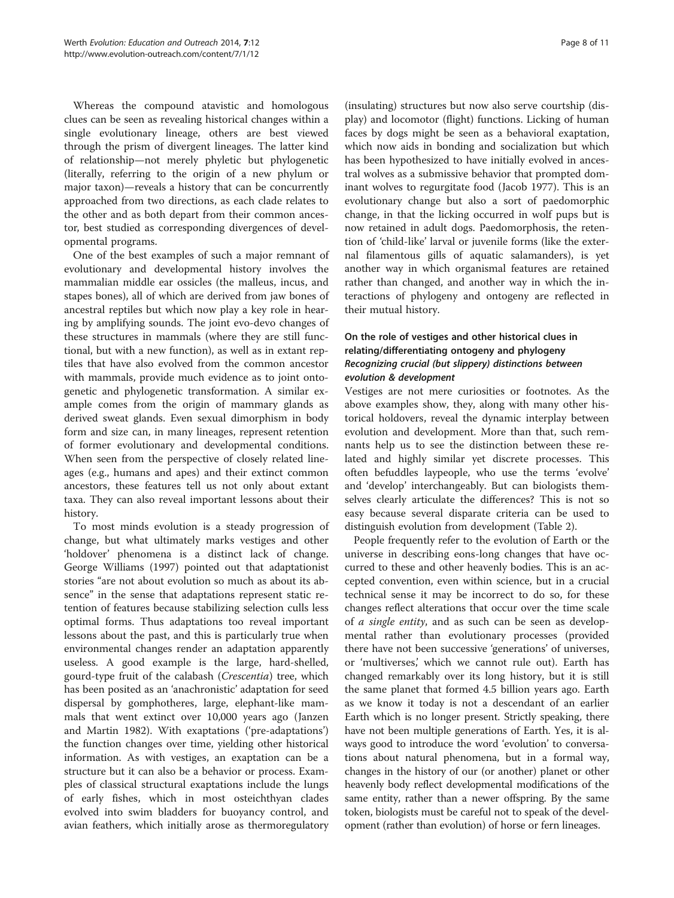Whereas the compound atavistic and homologous clues can be seen as revealing historical changes within a single evolutionary lineage, others are best viewed through the prism of divergent lineages. The latter kind of relationship—not merely phyletic but phylogenetic (literally, referring to the origin of a new phylum or major taxon)—reveals a history that can be concurrently approached from two directions, as each clade relates to the other and as both depart from their common ancestor, best studied as corresponding divergences of developmental programs.

One of the best examples of such a major remnant of evolutionary and developmental history involves the mammalian middle ear ossicles (the malleus, incus, and stapes bones), all of which are derived from jaw bones of ancestral reptiles but which now play a key role in hearing by amplifying sounds. The joint evo-devo changes of these structures in mammals (where they are still functional, but with a new function), as well as in extant reptiles that have also evolved from the common ancestor with mammals, provide much evidence as to joint ontogenetic and phylogenetic transformation. A similar example comes from the origin of mammary glands as derived sweat glands. Even sexual dimorphism in body form and size can, in many lineages, represent retention of former evolutionary and developmental conditions. When seen from the perspective of closely related lineages (e.g., humans and apes) and their extinct common ancestors, these features tell us not only about extant taxa. They can also reveal important lessons about their history.

To most minds evolution is a steady progression of change, but what ultimately marks vestiges and other 'holdover' phenomena is a distinct lack of change. George Williams (1997) pointed out that adaptationist stories "are not about evolution so much as about its absence" in the sense that adaptations represent static retention of features because stabilizing selection culls less optimal forms. Thus adaptations too reveal important lessons about the past, and this is particularly true when environmental changes render an adaptation apparently useless. A good example is the large, hard-shelled, gourd-type fruit of the calabash (*Crescentia*) tree, which has been posited as an 'anachronistic' adaptation for seed dispersal by gomphotheres, large, elephant-like mammals that went extinct over 10,000 years ago (Janzen and Martin 1982). With exaptations ('pre-adaptations') the function changes over time, yielding other historical information. As with vestiges, an exaptation can be a structure but it can also be a behavior or process. Examples of classical structural exaptations include the lungs of early fishes, which in most osteichthyan clades evolved into swim bladders for buoyancy control, and avian feathers, which initially arose as thermoregulatory (insulating) structures but now also serve courtship (display) and locomotor (flight) functions. Licking of human faces by dogs might be seen as a behavioral exaptation, which now aids in bonding and socialization but which has been hypothesized to have initially evolved in ancestral wolves as a submissive behavior that prompted dominant wolves to regurgitate food (Jacob 1977). This is an evolutionary change but also a sort of paedomorphic change, in that the licking occurred in wolf pups but is now retained in adult dogs. Paedomorphosis, the retention of 'child-like' larval or juvenile forms (like the external filamentous gills of aquatic salamanders), is yet another way in which organismal features are retained rather than changed, and another way in which the interactions of phylogeny and ontogeny are reflected in their mutual history.

## On the role of vestiges and other historical clues in relating/differentiating ontogeny and phylogeny

### *Recognizing crucial (but slippery) distinctions between evolution & development*

Vestiges are not mere curiosities or footnotes. As the above examples show, they, along with many other historical holdovers, reveal the dynamic interplay between evolution and development. More than that, such remnants help us to see the distinction between these related and highly similar yet discrete processes. This often befuddles laypeople, who use the terms 'evolve' and 'develop' interchangeably. But can biologists themselves clearly articulate the differences? This is not so easy because several disparate criteria can be used to distinguish evolution from development (Table 2).

People frequently refer to the evolution of Earth or the universe in describing eons-long changes that have occurred to these and other heavenly bodies. This is an accepted convention, even within science, but in a crucial technical sense it may be incorrect to do so, for these changes reflect alterations that occur over the time scale of *a single entity*, and as such can be seen as developmental rather than evolutionary processes (provided there have not been successive 'generations' of universes, or 'multiverses,' which we cannot rule out). Earth has changed remarkably over its long history, but it is still the same planet that formed 4.5 billion years ago. Earth as we know it today is not a descendant of an earlier Earth which is no longer present. Strictly speaking, there have not been multiple generations of Earth. Yes, it is always good to introduce the word 'evolution' to conversations about natural phenomena, but in a formal way, changes in the history of our (or another) planet or other heavenly body reflect developmental modifications of the same entity, rather than a newer offspring. By the same token, biologists must be careful not to speak of the development (rather than evolution) of horse or fern lineages.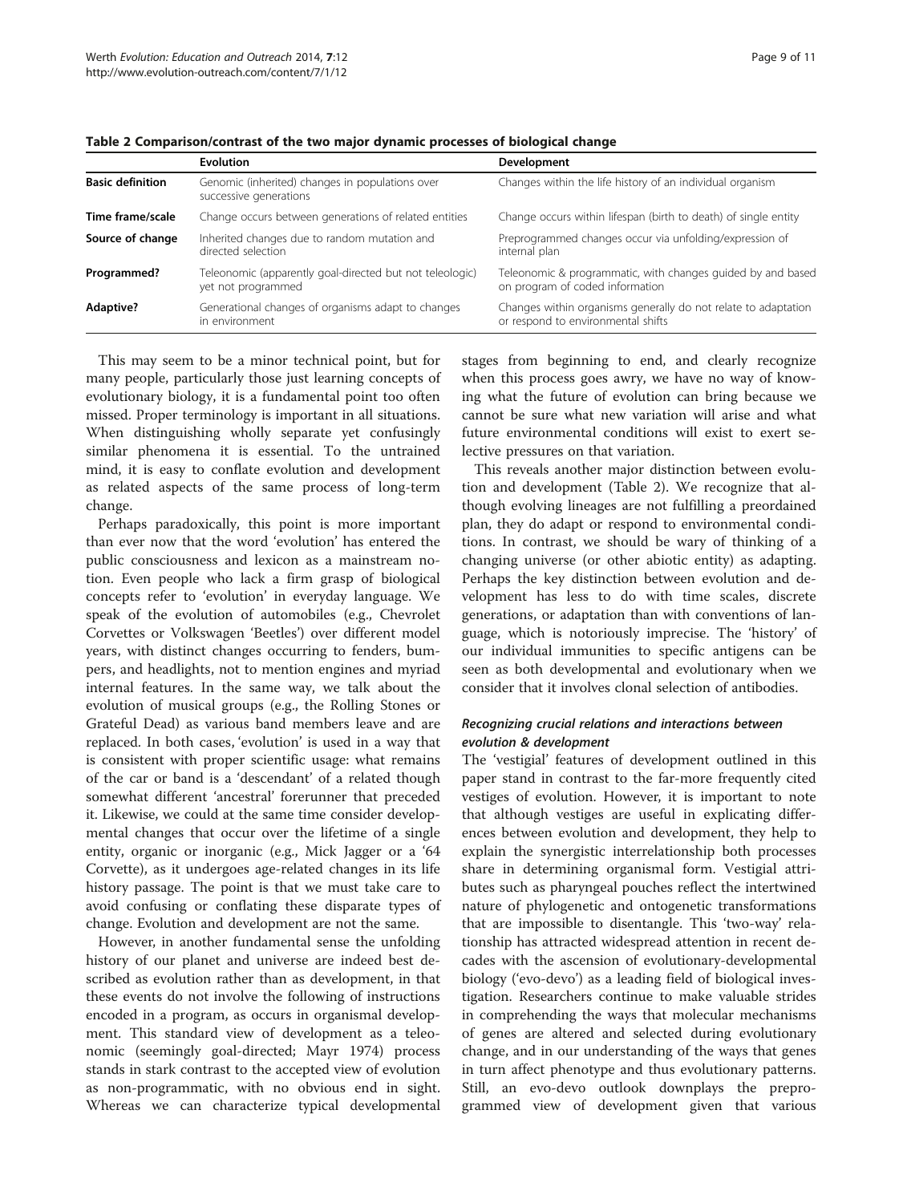**Table 2 Comparison/contrast of the two major dynamic processes of biological change**

| | Evolution | Development |
|---|---|---|
| **Basic definition** | Genomic (inherited) changes in populations over successive generations | Changes within the life history of an individual organism |
| **Time frame/scale** | Change occurs between generations of related entities | Change occurs within lifespan (birth to death) of single entity |
| **Source of change** | Inherited changes due to random mutation and directed selection | Preprogrammed changes occur via unfolding/expression of internal plan |
| **Programmed?** | Teleonomic (apparently goal-directed but not teleologic) yet not programmed | Teleonomic & programmatic, with changes guided by and based on program of coded information |
| **Adaptive?** | Generational changes of organisms adapt to changes in environment | Changes within organisms generally do not relate to adaptation or respond to environmental shifts |

This may seem to be a minor technical point, but for many people, particularly those just learning concepts of evolutionary biology, it is a fundamental point too often missed. Proper terminology is important in all situations. When distinguishing wholly separate yet confusingly similar phenomena it is essential. To the untrained mind, it is easy to conflate evolution and development as related aspects of the same process of long-term change.

Perhaps paradoxically, this point is more important than ever now that the word 'evolution' has entered the public consciousness and lexicon as a mainstream notion. Even people who lack a firm grasp of biological concepts refer to 'evolution' in everyday language. We speak of the evolution of automobiles (e.g., Chevrolet Corvettes or Volkswagen 'Beetles') over different model years, with distinct changes occurring to fenders, bumpers, and headlights, not to mention engines and myriad internal features. In the same way, we talk about the evolution of musical groups (e.g., the Rolling Stones or Grateful Dead) as various band members leave and are replaced. In both cases, 'evolution' is used in a way that is consistent with proper scientific usage: what remains of the car or band is a 'descendant' of a related though somewhat different 'ancestral' forerunner that preceded it. Likewise, we could at the same time consider developmental changes that occur over the lifetime of a single entity, organic or inorganic (e.g., Mick Jagger or a '64 Corvette), as it undergoes age-related changes in its life history passage. The point is that we must take care to avoid confusing or conflating these disparate types of change. Evolution and development are not the same.

However, in another fundamental sense the unfolding history of our planet and universe are indeed best described as evolution rather than as development, in that these events do not involve the following of instructions encoded in a program, as occurs in organismal development. This standard view of development as a teleonomic (seemingly goal-directed; Mayr 1974) process stands in stark contrast to the accepted view of evolution as non-programmatic, with no obvious end in sight. Whereas we can characterize typical developmental stages from beginning to end, and clearly recognize when this process goes awry, we have no way of knowing what the future of evolution can bring because we cannot be sure what new variation will arise and what future environmental conditions will exist to exert selective pressures on that variation.

This reveals another major distinction between evolution and development (Table 2). We recognize that although evolving lineages are not fulfilling a preordained plan, they do adapt or respond to environmental conditions. In contrast, we should be wary of thinking of a changing universe (or other abiotic entity) as adapting. Perhaps the key distinction between evolution and development has less to do with time scales, discrete generations, or adaptation than with conventions of language, which is notoriously imprecise. The 'history' of our individual immunities to specific antigens can be seen as both developmental and evolutionary when we consider that it involves clonal selection of antibodies.

### *Recognizing crucial relations and interactions between evolution & development*

The 'vestigial' features of development outlined in this paper stand in contrast to the far-more frequently cited vestiges of evolution. However, it is important to note that although vestiges are useful in explicating differences between evolution and development, they help to explain the synergistic interrelationship both processes share in determining organismal form. Vestigial attributes such as pharyngeal pouches reflect the intertwined nature of phylogenetic and ontogenetic transformations that are impossible to disentangle. This 'two-way' relationship has attracted widespread attention in recent decades with the ascension of evolutionary-developmental biology ('evo-devo') as a leading field of biological investigation. Researchers continue to make valuable strides in comprehending the ways that molecular mechanisms of genes are altered and selected during evolutionary change, and in our understanding of the ways that genes in turn affect phenotype and thus evolutionary patterns. Still, an evo-devo outlook downplays the preprogrammed view of development given that various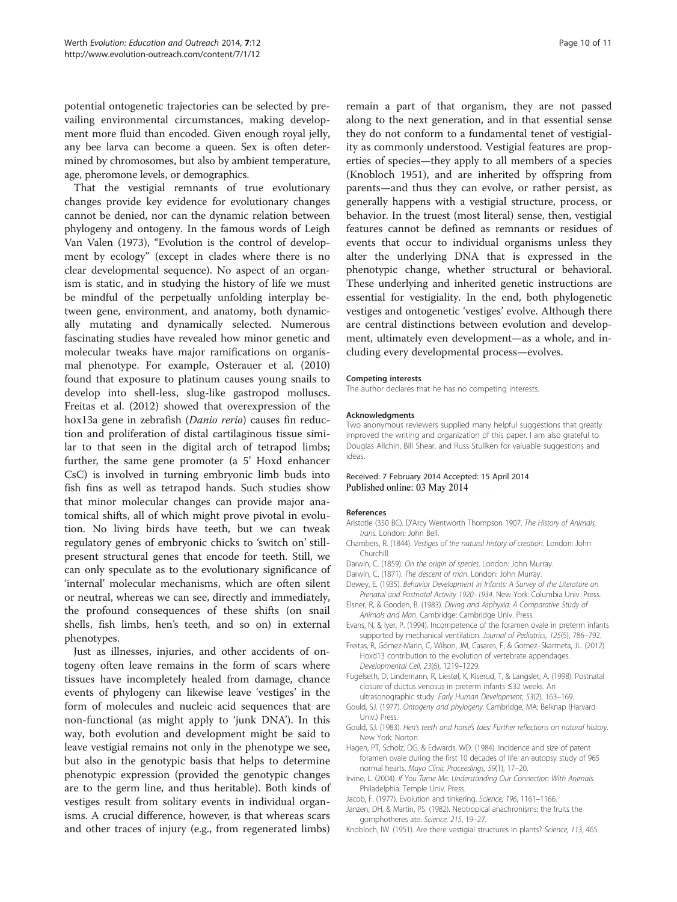potential ontogenetic trajectories can be selected by prevailing environmental circumstances, making development more fluid than encoded. Given enough royal jelly, any bee larva can become a queen. Sex is often determined by chromosomes, but also by ambient temperature, age, pheromone levels, or demographics.

That the vestigial remnants of true evolutionary changes provide key evidence for evolutionary changes cannot be denied, nor can the dynamic relation between phylogeny and ontogeny. In the famous words of Leigh Van Valen (1973), "Evolution is the control of development by ecology" (except in clades where there is no clear developmental sequence). No aspect of an organism is static, and in studying the history of life we must be mindful of the perpetually unfolding interplay between gene, environment, and anatomy, both dynamically mutating and dynamically selected. Numerous fascinating studies have revealed how minor genetic and molecular tweaks have major ramifications on organismal phenotype. For example, Osterauer et al. (2010) found that exposure to platinum causes young snails to develop into shell-less, slug-like gastropod molluscs. Freitas et al. (2012) showed that overexpression of the hox13a gene in zebrafish (*Danio rerio*) causes fin reduction and proliferation of distal cartilaginous tissue similar to that seen in the digital arch of tetrapod limbs; further, the same gene promoter (a 5' Hoxd enhancer CsC) is involved in turning embryonic limb buds into fish fins as well as tetrapod hands. Such studies show that minor molecular changes can provide major anatomical shifts, all of which might prove pivotal in evolution. No living birds have teeth, but we can tweak regulatory genes of embryonic chicks to 'switch on' still-present structural genes that encode for teeth. Still, we can only speculate as to the evolutionary significance of 'internal' molecular mechanisms, which are often silent or neutral, whereas we can see, directly and immediately, the profound consequences of these shifts (on snail shells, fish limbs, hen's teeth, and so on) in external phenotypes.

Just as illnesses, injuries, and other accidents of ontogeny often leave remains in the form of scars where tissues have incompletely healed from damage, chance events of phylogeny can likewise leave 'vestiges' in the form of molecules and nucleic acid sequences that are non-functional (as might apply to 'junk DNA'). In this way, both evolution and development might be said to leave vestigial remains not only in the phenotype we see, but also in the genotypic basis that helps to determine phenotypic expression (provided the genotypic changes are to the germ line, and thus heritable). Both kinds of vestiges result from solitary events in individual organisms. A crucial difference, however, is that whereas scars and other traces of injury (e.g., from regenerated limbs) remain a part of that organism, they are not passed along to the next generation, and in that essential sense they do not conform to a fundamental tenet of vestigiality as commonly understood. Vestigial features are properties of species—they apply to all members of a species (Knobloch 1951), and are inherited by offspring from parents—and thus they can evolve, or rather persist, as generally happens with a vestigial structure, process, or behavior. In the truest (most literal) sense, then, vestigial features cannot be defined as remnants or residues of events that occur to individual organisms unless they alter the underlying DNA that is expressed in the phenotypic change, whether structural or behavioral. These underlying and inherited genetic instructions are essential for vestigiality. In the end, both phylogenetic vestiges and ontogenetic 'vestiges' evolve. Although there are central distinctions between evolution and development, ultimately even development—as a whole, and including every developmental process—evolves.

#### Competing interests

The author declares that he has no competing interests.

#### Acknowledgments

Two anonymous reviewers supplied many helpful suggestions that greatly improved the writing and organization of this paper. I am also grateful to Douglas Allchin, Bill Shear, and Russ Stullken for valuable suggestions and ideas.

Received: 7 February 2014 Accepted: 15 April 2014
Published online: 03 May 2014

#### References

Aristotle (350 BC). D'Arcy Wentworth Thompson 1907. *The History of Animals, trans.* London: John Bell.

Chambers, R. (1844). *Vestiges of the natural history of creation*. London: John Churchill.

Darwin, C. (1859). *On the origin of species*. London: John Murray.

Darwin, C. (1871). *The descent of man*. London: John Murray.

Dewey, E. (1935). *Behavior Development in Infants: A Survey of the Literature on Prenatal and Postnatal Activity 1920–1934*. New York: Columbia Univ. Press.

Elsner, R, & Gooden, B. (1983). *Diving and Asphyxia: A Comparative Study of Animals and Man*. Cambridge: Cambridge Univ. Press.

Evans, N, & Iyer, P. (1994). Incompetence of the foramen ovale in preterm infants supported by mechanical ventilation. *Journal of Pediatrics, 125*(5), 786–792.

Freitas, R, Gómez-Marín, C, Wilson, JM, Casares, F, & Gomez–Skarmeta, JL. (2012). Hoxd13 contribution to the evolution of vertebrate appendages. *Developmental Cell, 23*(6), 1219–1229.

Fugelseth, D, Lindemann, R, Liestøl, K, Kiserud, T, & Langslet, A. (1998). Postnatal closure of ductus venosus in preterm infants ≤32 weeks. An ultrasonographic study. *Early Human Development, 53*(2), 163–169.

Gould, SJ. (1977). *Ontogeny and phylogeny*. Cambridge, MA: Belknap (Harvard Univ.) Press.

Gould, SJ. (1983). *Hen's teeth and horse's toes: Further reflections on natural history*. New York: Norton.

Hagen, PT, Scholz, DG, & Edwards, WD. (1984). Incidence and size of patent foramen ovale during the first 10 decades of life: an autopsy study of 965 normal hearts. *Mayo Clinic Proceedings, 59*(1), 17–20.

Irvine, L. (2004). *If You Tame Me: Understanding Our Connection With Animals*. Philadelphia: Temple Univ. Press.

Jacob, F. (1977). Evolution and tinkering. *Science, 196*, 1161–1166.

Janzen, DH, & Martin, PS. (1982). Neotropical anachronisms: the fruits the gomphotheres ate. *Science, 215*, 19–27.

Knobloch, IW. (1951). Are there vestigial structures in plants? *Science, 113*, 465.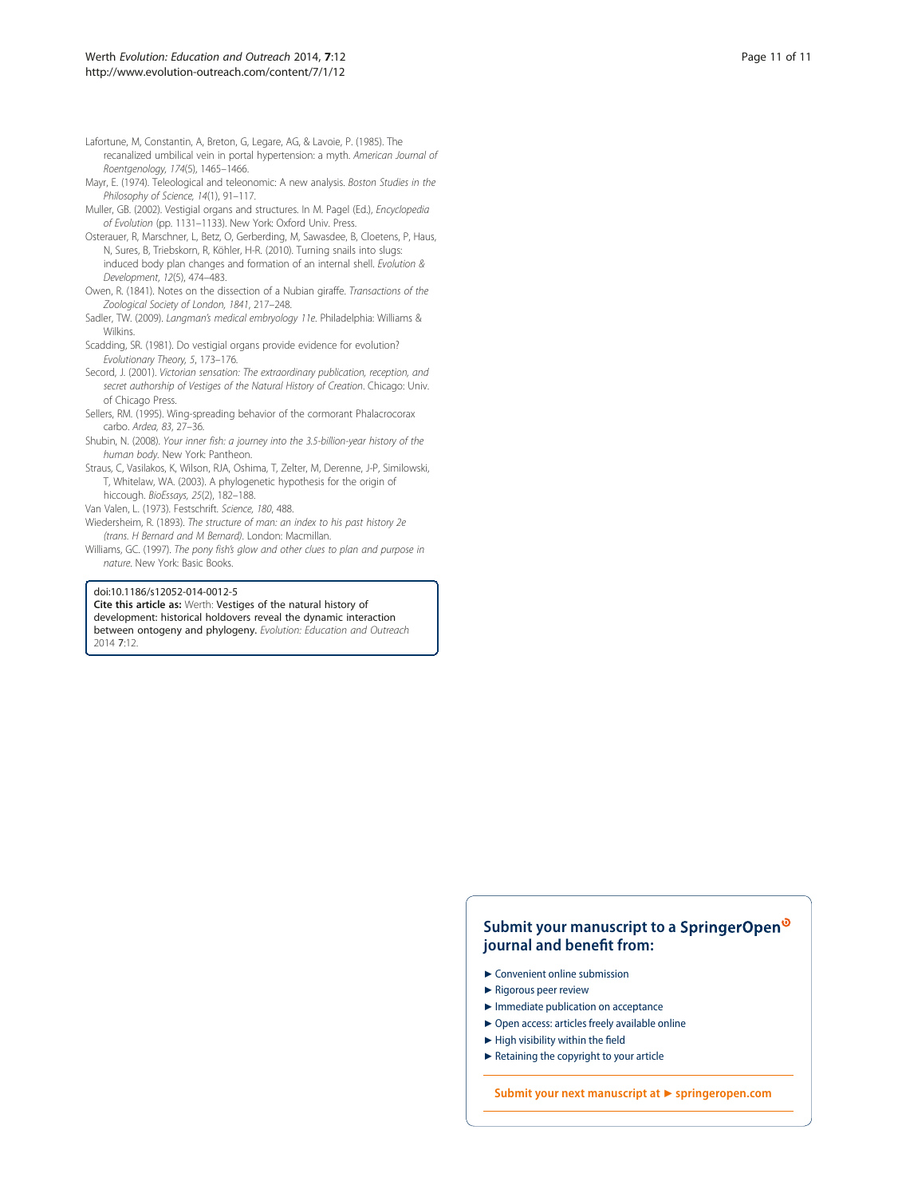Lafortune, M, Constantin, A, Breton, G, Legare, AG, & Lavoie, P. (1985). The recanalized umbilical vein in portal hypertension: a myth. *American Journal of Roentgenology, 174*(5), 1465–1466.

Mayr, E. (1974). Teleological and teleonomic: A new analysis. *Boston Studies in the Philosophy of Science, 14*(1), 91–117.

Muller, GB. (2002). Vestigial organs and structures. In M. Pagel (Ed.), *Encyclopedia of Evolution* (pp. 1131–1133). New York: Oxford Univ. Press.

Osterauer, R, Marschner, L, Betz, O, Gerberding, M, Sawasdee, B, Cloetens, P, Haus, N, Sures, B, Triebskorn, R, Köhler, H-R. (2010). Turning snails into slugs: induced body plan changes and formation of an internal shell. *Evolution & Development, 12*(5), 474–483.

Owen, R. (1841). Notes on the dissection of a Nubian giraffe. *Transactions of the Zoological Society of London, 1841*, 217–248.

Sadler, TW. (2009). *Langman's medical embryology 11e*. Philadelphia: Williams & Wilkins.

Scadding, SR. (1981). Do vestigial organs provide evidence for evolution? *Evolutionary Theory, 5*, 173–176.

Secord, J. (2001). *Victorian sensation: The extraordinary publication, reception, and secret authorship of Vestiges of the Natural History of Creation*. Chicago: Univ. of Chicago Press.

Sellers, RM. (1995). Wing-spreading behavior of the cormorant Phalacrocorax carbo. *Ardea, 83*, 27–36.

Shubin, N. (2008). *Your inner fish: a journey into the 3.5-billion-year history of the human body*. New York: Pantheon.

Straus, C, Vasilakos, K, Wilson, RJA, Oshima, T, Zelter, M, Derenne, J-P, Similowski, T, Whitelaw, WA. (2003). A phylogenetic hypothesis for the origin of hiccough. *BioEssays, 25*(2), 182–188.

Van Valen, L. (1973). Festschrift. *Science, 180*, 488.

Wiedersheim, R. (1893). *The structure of man: an index to his past history 2e (trans. H Bernard and M Bernard)*. London: Macmillan.

Williams, GC. (1997). *The pony fish's glow and other clues to plan and purpose in nature*. New York: Basic Books.

doi:10.1186/s12052-014-0012-5

**Cite this article as:** Werth: Vestiges of the natural history of development: historical holdovers reveal the dynamic interaction between ontogeny and phylogeny. *Evolution: Education and Outreach* 2014 **7**:12.

**Submit your manuscript to a SpringerOpen journal and benefit from:**

- ► Convenient online submission
- ► Rigorous peer review
- ► Immediate publication on acceptance
- ► Open access: articles freely available online
- ► High visibility within the field
- ► Retaining the copyright to your article

**Submit your next manuscript at ► springeropen.com**